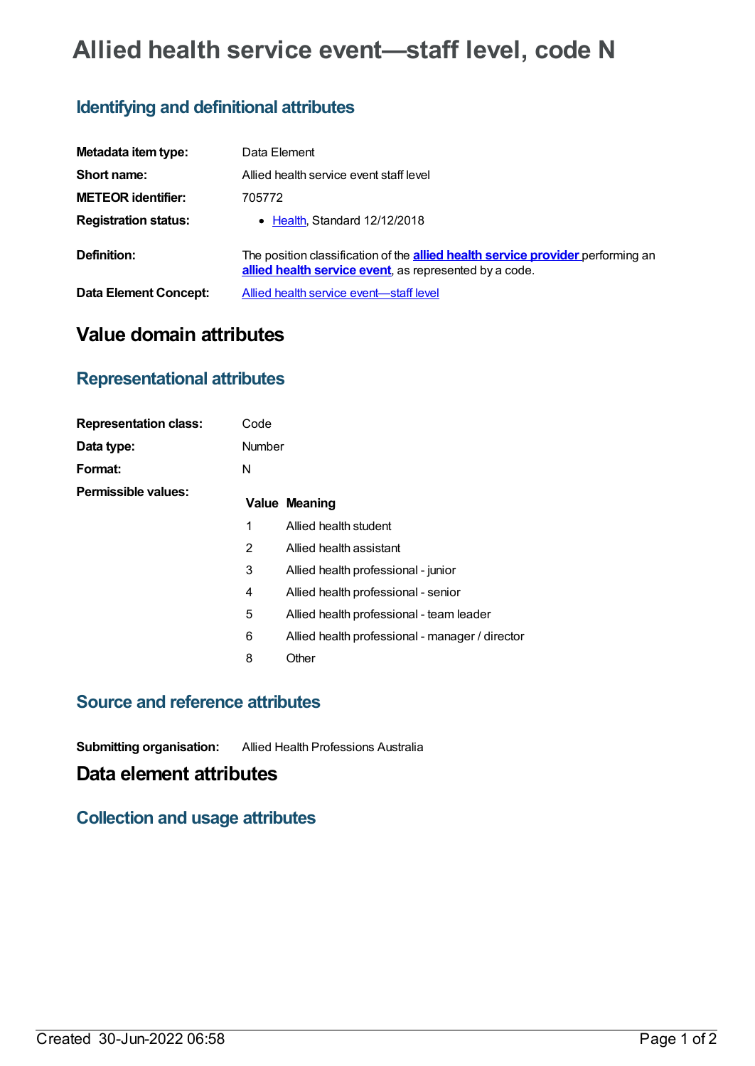# Allied health service event—staff level, code N

## Identifying and definitional attributes

| | |
|---|---|
| **Metadata item type:** | Data Element |
| **Short name:** | Allied health service event staff level |
| **METEOR identifier:** | 705772 |
| **Registration status:** | • Health, Standard 12/12/2018 |
| **Definition:** | The position classification of the **allied health service provider** performing an **allied health service event**, as represented by a code. |
| **Data Element Concept:** | Allied health service event—staff level |

# Value domain attributes

## Representational attributes

| | |
|---|---|
| **Representation class:** | Code |
| **Data type:** | Number |
| **Format:** | N |
| **Permissible values:** | |

| Value | Meaning |
|---|---|
| 1 | Allied health student |
| 2 | Allied health assistant |
| 3 | Allied health professional - junior |
| 4 | Allied health professional - senior |
| 5 | Allied health professional - team leader |
| 6 | Allied health professional - manager / director |
| 8 | Other |

## Source and reference attributes

| | |
|---|---|
| **Submitting organisation:** | Allied Health Professions Australia |

# Data element attributes

## Collection and usage attributes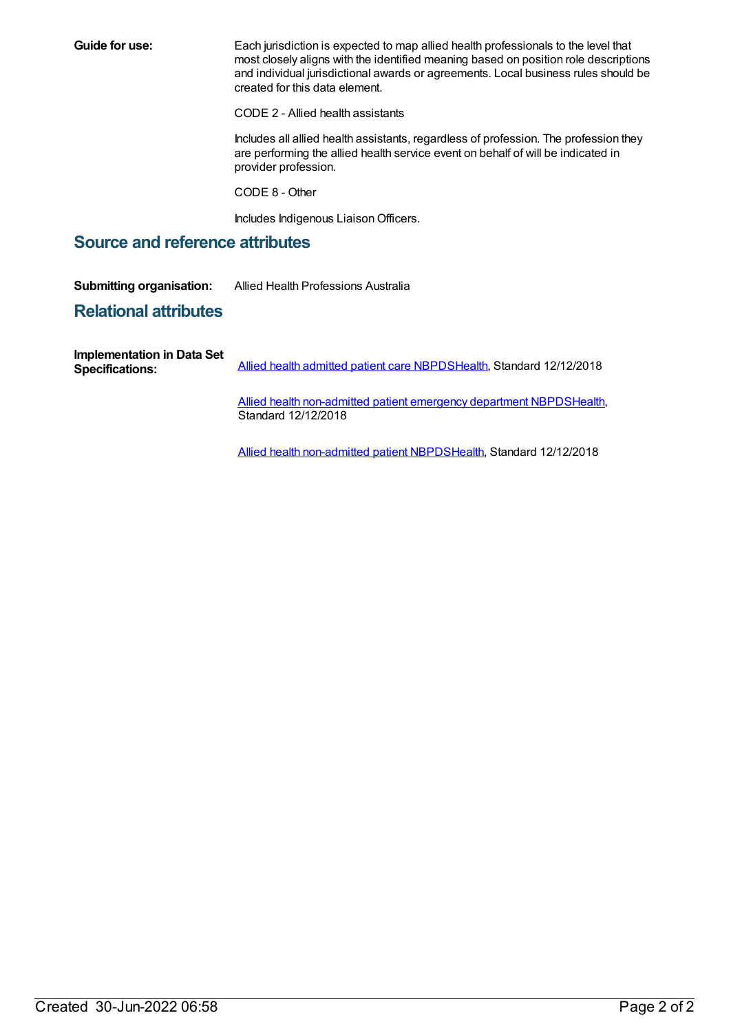**Guide for use:**

Each jurisdiction is expected to map allied health professionals to the level that most closely aligns with the identified meaning based on position role descriptions and individual jurisdictional awards or agreements. Local business rules should be created for this data element.

CODE 2 - Allied health assistants

Includes all allied health assistants, regardless of profession. The profession they are performing the allied health service event on behalf of will be indicated in provider profession.

CODE 8 - Other

Includes Indigenous Liaison Officers.

## Source and reference attributes

**Submitting organisation:** Allied Health Professions Australia

## Relational attributes

**Implementation in Data Set Specifications:**

Allied health admitted patient care NBPDSHealth, Standard 12/12/2018

Allied health non-admitted patient emergency department NBPDSHealth, Standard 12/12/2018

Allied health non-admitted patient NBPDSHealth, Standard 12/12/2018